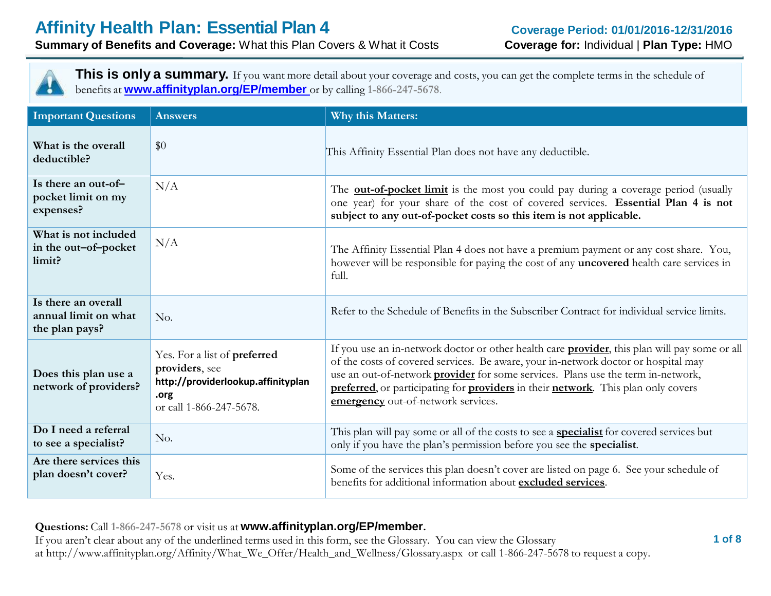# Affinity Health Plan: Essential Plan 4

**Summary of Benefits and Coverage:** What this Plan Covers & What it Costs

**Coverage Period: 01/01/2016-12/31/2016**
**Coverage for:** Individual | **Plan Type:** HMO

**This is only a summary.** If you want more detail about your coverage and costs, you can get the complete terms in the schedule of benefits at **www.affinityplan.org/EP/member** or by calling 1-866-247-5678.

| Important Questions | Answers | Why this Matters: |
|---|---|---|
| **What is the overall deductible?** | $0 | This Affinity Essential Plan does not have any deductible. |
| **Is there an out-of–pocket limit on my expenses?** | N/A | The **out-of-pocket limit** is the most you could pay during a coverage period (usually one year) for your share of the cost of covered services. **Essential Plan 4 is not subject to any out-of-pocket costs so this item is not applicable.** |
| **What is not included in the out–of–pocket limit?** | N/A | The Affinity Essential Plan 4 does not have a premium payment or any cost share. You, however will be responsible for paying the cost of any **uncovered** health care services in full. |
| **Is there an overall annual limit on what the plan pays?** | No. | Refer to the Schedule of Benefits in the Subscriber Contract for individual service limits. |
| **Does this plan use a network of providers?** | Yes. For a list of **preferred providers**, see **http://providerlookup.affinityplan.org** or call 1-866-247-5678. | If you use an in-network doctor or other health care **provider**, this plan will pay some or all of the costs of covered services. Be aware, your in-network doctor or hospital may use an out-of-network **provider** for some services. Plans use the term in-network, **preferred**, or participating for **providers** in their **network**. This plan only covers **emergency** out-of-network services. |
| **Do I need a referral to see a specialist?** | No. | This plan will pay some or all of the costs to see a **specialist** for covered services but only if you have the plan's permission before you see the **specialist**. |
| **Are there services this plan doesn't cover?** | Yes. | Some of the services this plan doesn't cover are listed on page 6. See your schedule of benefits for additional information about **excluded services**. |

**Questions:** Call 1-866-247-5678 or visit us at **www.affinityplan.org/EP/member.**
If you aren't clear about any of the underlined terms used in this form, see the Glossary. You can view the Glossary at http://www.affinityplan.org/Affinity/What_We_Offer/Health_and_Wellness/Glossary.aspx or call 1-866-247-5678 to request a copy.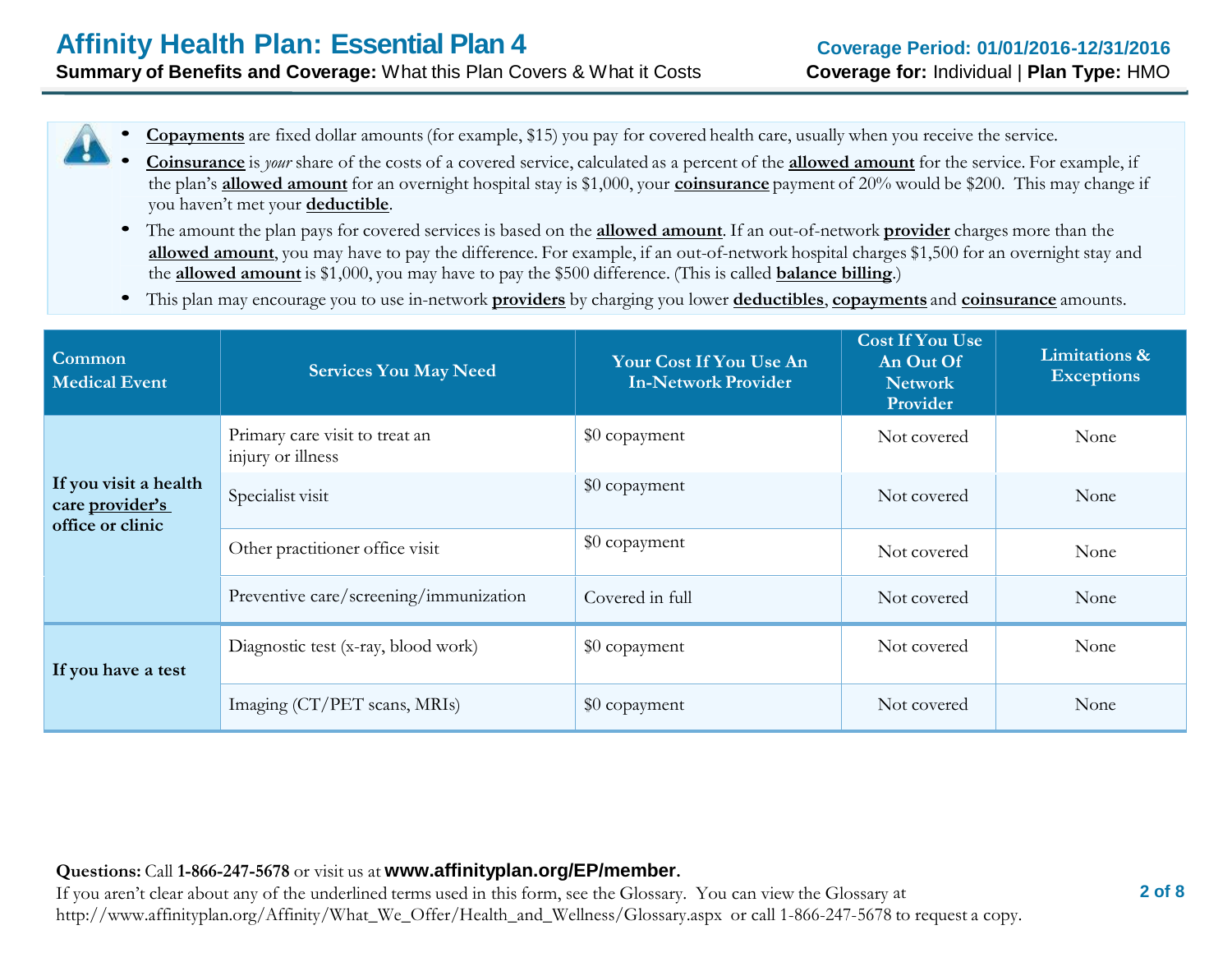# Affinity Health Plan: Essential Plan 4

**Summary of Benefits and Coverage:** What this Plan Covers & What it Costs

**Coverage Period: 01/01/2016-12/31/2016**
**Coverage for:** Individual | **Plan Type:** HMO

- **Copayments** are fixed dollar amounts (for example, $15) you pay for covered health care, usually when you receive the service.
- **Coinsurance** is *your* share of the costs of a covered service, calculated as a percent of the **allowed amount** for the service. For example, if the plan's **allowed amount** for an overnight hospital stay is $1,000, your **coinsurance** payment of 20% would be $200. This may change if you haven't met your **deductible**.
- The amount the plan pays for covered services is based on the **allowed amount**. If an out-of-network **provider** charges more than the **allowed amount**, you may have to pay the difference. For example, if an out-of-network hospital charges $1,500 for an overnight stay and the **allowed amount** is $1,000, you may have to pay the $500 difference. (This is called **balance billing**.)
- This plan may encourage you to use in-network **providers** by charging you lower **deductibles**, **copayments** and **coinsurance** amounts.

| Common Medical Event | Services You May Need | Your Cost If You Use An In-Network Provider | Cost If You Use An Out Of Network Provider | Limitations & Exceptions |
|---|---|---|---|---|
| If you visit a health care provider's office or clinic | Primary care visit to treat an injury or illness | $0 copayment | Not covered | None |
| | Specialist visit | $0 copayment | Not covered | None |
| | Other practitioner office visit | $0 copayment | Not covered | None |
| | Preventive care/screening/immunization | Covered in full | Not covered | None |
| If you have a test | Diagnostic test (x-ray, blood work) | $0 copayment | Not covered | None |
| | Imaging (CT/PET scans, MRIs) | $0 copayment | Not covered | None |

**Questions:** Call **1-866-247-5678** or visit us at **www.affinityplan.org/EP/member.**
If you aren't clear about any of the underlined terms used in this form, see the Glossary. You can view the Glossary at http://www.affinityplan.org/Affinity/What_We_Offer/Health_and_Wellness/Glossary.aspx or call 1-866-247-5678 to request a copy.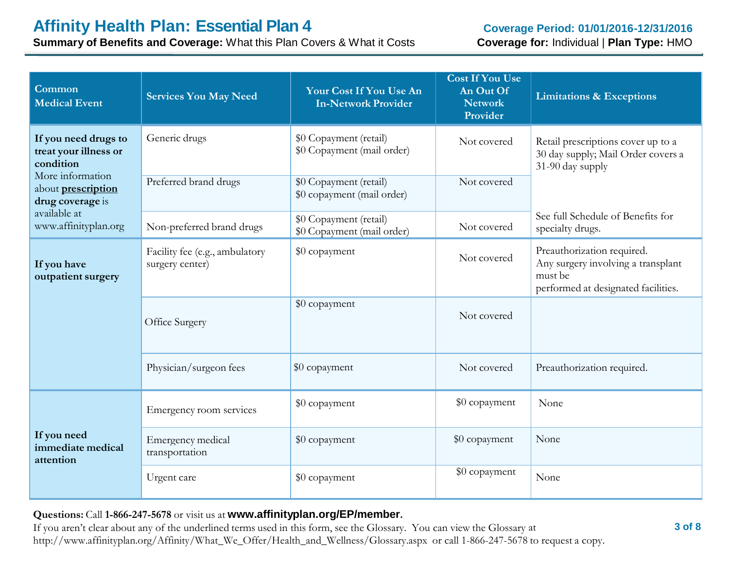# Affinity Health Plan: Essential Plan 4

**Summary of Benefits and Coverage:** What this Plan Covers & What it Costs

**Coverage Period: 01/01/2016-12/31/2016**

**Coverage for:** Individual | **Plan Type:** HMO

| Common Medical Event | Services You May Need | Your Cost If You Use An In-Network Provider | Cost If You Use An Out Of Network Provider | Limitations & Exceptions |
|---|---|---|---|---|
| **If you need drugs to treat your illness or condition** More information about **prescription drug coverage** is available at www.affinityplan.org | Generic drugs | $0 Copayment (retail) $0 Copayment (mail order) | Not covered | Retail prescriptions cover up to a 30 day supply; Mail Order covers a 31-90 day supply |
| | Preferred brand drugs | $0 Copayment (retail) $0 copayment (mail order) | Not covered | |
| | Non-preferred brand drugs | $0 Copayment (retail) $0 Copayment (mail order) | Not covered | See full Schedule of Benefits for specialty drugs. |
| **If you have outpatient surgery** | Facility fee (e.g., ambulatory surgery center) | $0 copayment | Not covered | Preauthorization required. Any surgery involving a transplant must be performed at designated facilities. |
| | Office Surgery | $0 copayment | Not covered | |
| | Physician/surgeon fees | $0 copayment | Not covered | Preauthorization required. |
| **If you need immediate medical attention** | Emergency room services | $0 copayment | $0 copayment | None |
| | Emergency medical transportation | $0 copayment | $0 copayment | None |
| | Urgent care | $0 copayment | $0 copayment | None |

**Questions:** Call **1-866-247-5678** or visit us at **www.affinityplan.org/EP/member**.
If you aren't clear about any of the underlined terms used in this form, see the Glossary. You can view the Glossary at http://www.affinityplan.org/Affinity/What_We_Offer/Health_and_Wellness/Glossary.aspx or call 1-866-247-5678 to request a copy.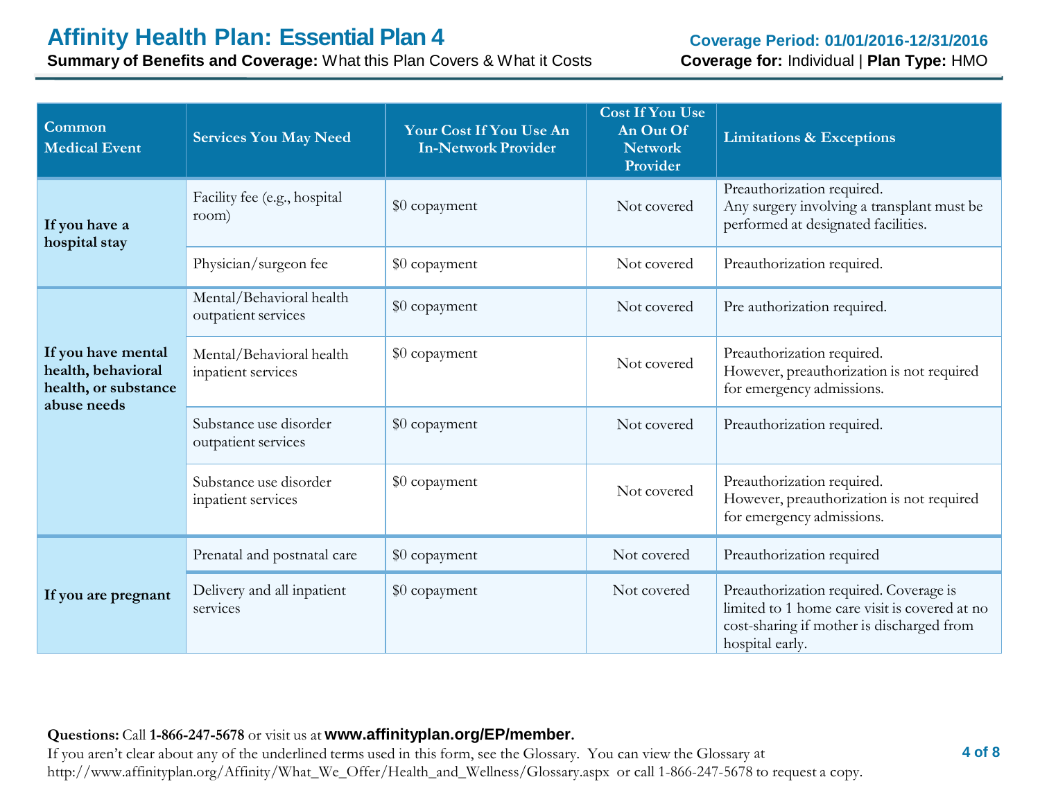| Common Medical Event | Services You May Need | Your Cost If You Use An In-Network Provider | Cost If You Use An Out Of Network Provider | Limitations & Exceptions |
|---|---|---|---|---|
| **If you have a hospital stay** | Facility fee (e.g., hospital room) | $0 copayment | Not covered | Preauthorization required.<br>Any surgery involving a transplant must be performed at designated facilities. |
| | Physician/surgeon fee | $0 copayment | Not covered | Preauthorization required. |
| **If you have mental health, behavioral health, or substance abuse needs** | Mental/Behavioral health outpatient services | $0 copayment | Not covered | Pre authorization required. |
| | Mental/Behavioral health inpatient services | $0 copayment | Not covered | Preauthorization required.<br>However, preauthorization is not required for emergency admissions. |
| | Substance use disorder outpatient services | $0 copayment | Not covered | Preauthorization required. |
| | Substance use disorder inpatient services | $0 copayment | Not covered | Preauthorization required.<br>However, preauthorization is not required for emergency admissions. |
| **If you are pregnant** | Prenatal and postnatal care | $0 copayment | Not covered | Preauthorization required |
| | Delivery and all inpatient services | $0 copayment | Not covered | Preauthorization required. Coverage is limited to 1 home care visit is covered at no cost-sharing if mother is discharged from hospital early. |

**Questions:** Call **1-866-247-5678** or visit us at **www.affinityplan.org/EP/member**.
If you aren't clear about any of the underlined terms used in this form, see the Glossary. You can view the Glossary at http://www.affinityplan.org/Affinity/What_We_Offer/Health_and_Wellness/Glossary.aspx or call 1-866-247-5678 to request a copy.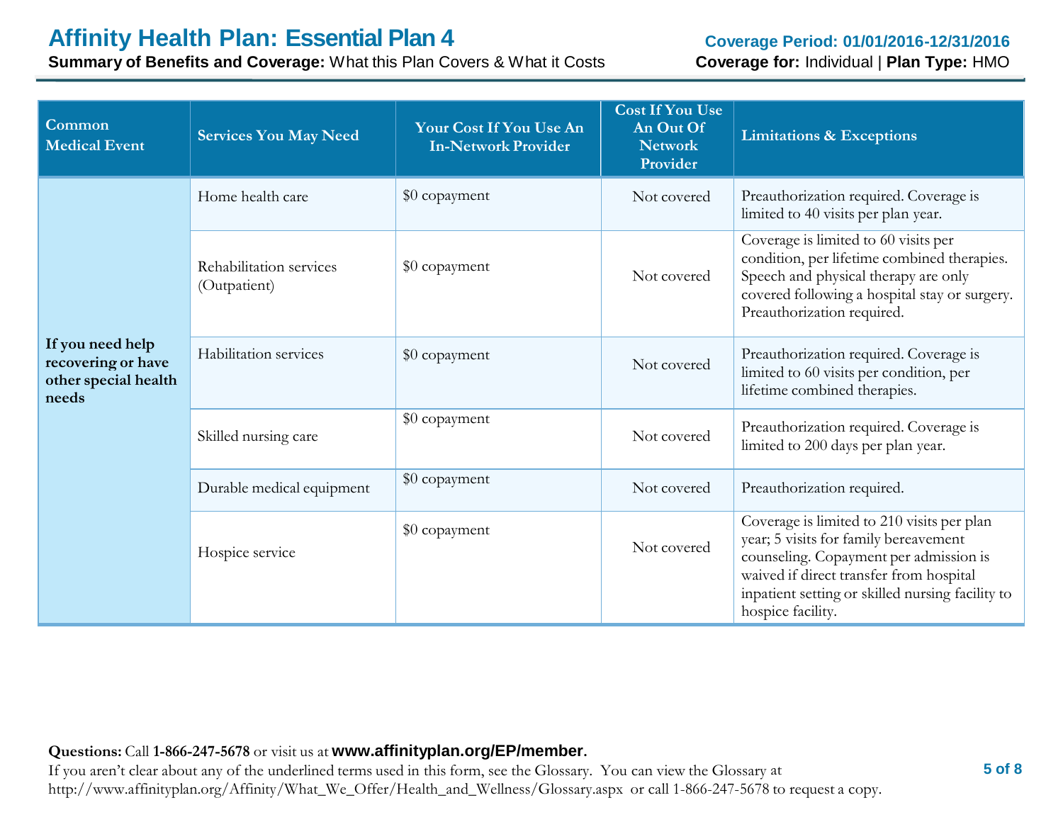| Common Medical Event | Services You May Need | Your Cost If You Use An In-Network Provider | Cost If You Use An Out Of Network Provider | Limitations & Exceptions |
|---|---|---|---|---|
| **If you need help recovering or have other special health needs** | Home health care | $0 copayment | Not covered | Preauthorization required. Coverage is limited to 40 visits per plan year. |
| | Rehabilitation services (Outpatient) | $0 copayment | Not covered | Coverage is limited to 60 visits per condition, per lifetime combined therapies. Speech and physical therapy are only covered following a hospital stay or surgery. Preauthorization required. |
| | Habilitation services | $0 copayment | Not covered | Preauthorization required. Coverage is limited to 60 visits per condition, per lifetime combined therapies. |
| | Skilled nursing care | $0 copayment | Not covered | Preauthorization required. Coverage is limited to 200 days per plan year. |
| | Durable medical equipment | $0 copayment | Not covered | Preauthorization required. |
| | Hospice service | $0 copayment | Not covered | Coverage is limited to 210 visits per plan year; 5 visits for family bereavement counseling. Copayment per admission is waived if direct transfer from hospital inpatient setting or skilled nursing facility to hospice facility. |

**Questions:** Call **1-866-247-5678** or visit us at **www.affinityplan.org/EP/member**.
If you aren't clear about any of the underlined terms used in this form, see the Glossary. You can view the Glossary at http://www.affinityplan.org/Affinity/What_We_Offer/Health_and_Wellness/Glossary.aspx or call 1-866-247-5678 to request a copy.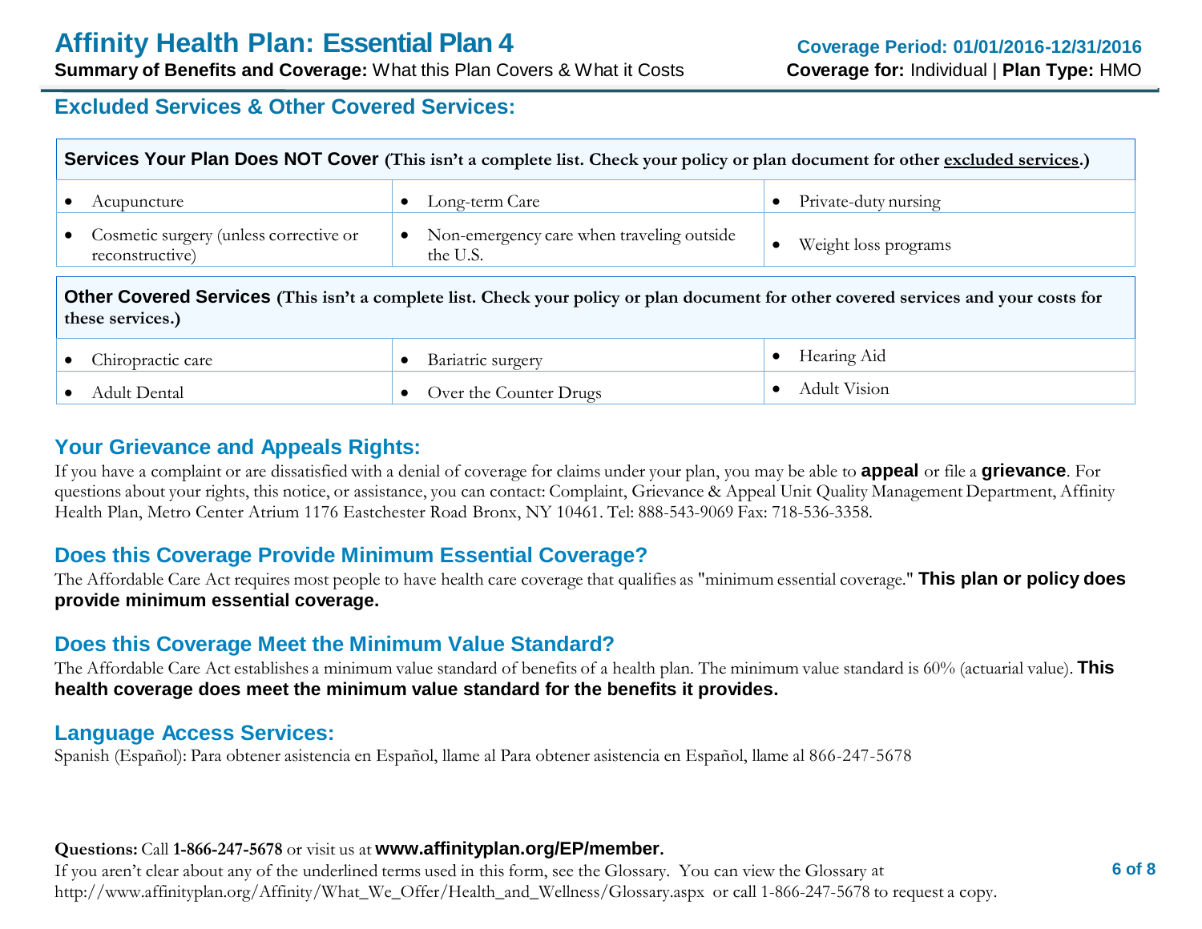## Excluded Services & Other Covered Services:

| **Services Your Plan Does NOT Cover** (This isn't a complete list. Check your policy or plan document for other excluded services.) | | |
|---|---|---|
| • Acupuncture | • Long-term Care | • Private-duty nursing |
| • Cosmetic surgery (unless corrective or reconstructive) | • Non-emergency care when traveling outside the U.S. | • Weight loss programs |

| **Other Covered Services** (This isn't a complete list. Check your policy or plan document for other covered services and your costs for these services.) | | |
|---|---|---|
| • Chiropractic care | • Bariatric surgery | • Hearing Aid |
| • Adult Dental | • Over the Counter Drugs | • Adult Vision |

## Your Grievance and Appeals Rights:

If you have a complaint or are dissatisfied with a denial of coverage for claims under your plan, you may be able to **appeal** or file a **grievance**. For questions about your rights, this notice, or assistance, you can contact: Complaint, Grievance & Appeal Unit Quality Management Department, Affinity Health Plan, Metro Center Atrium 1176 Eastchester Road Bronx, NY 10461. Tel: 888-543-9069 Fax: 718-536-3358.

## Does this Coverage Provide Minimum Essential Coverage?

The Affordable Care Act requires most people to have health care coverage that qualifies as "minimum essential coverage." **This plan or policy does provide minimum essential coverage.**

## Does this Coverage Meet the Minimum Value Standard?

The Affordable Care Act establishes a minimum value standard of benefits of a health plan. The minimum value standard is 60% (actuarial value). **This health coverage does meet the minimum value standard for the benefits it provides.**

## Language Access Services:

Spanish (Español): Para obtener asistencia en Español, llame al Para obtener asistencia en Español, llame al 866-247-5678

**Questions:** Call **1-866-247-5678** or visit us at **www.affinityplan.org/EP/member**.
If you aren't clear about any of the underlined terms used in this form, see the Glossary. You can view the Glossary at http://www.affinityplan.org/Affinity/What_We_Offer/Health_and_Wellness/Glossary.aspx or call 1-866-247-5678 to request a copy.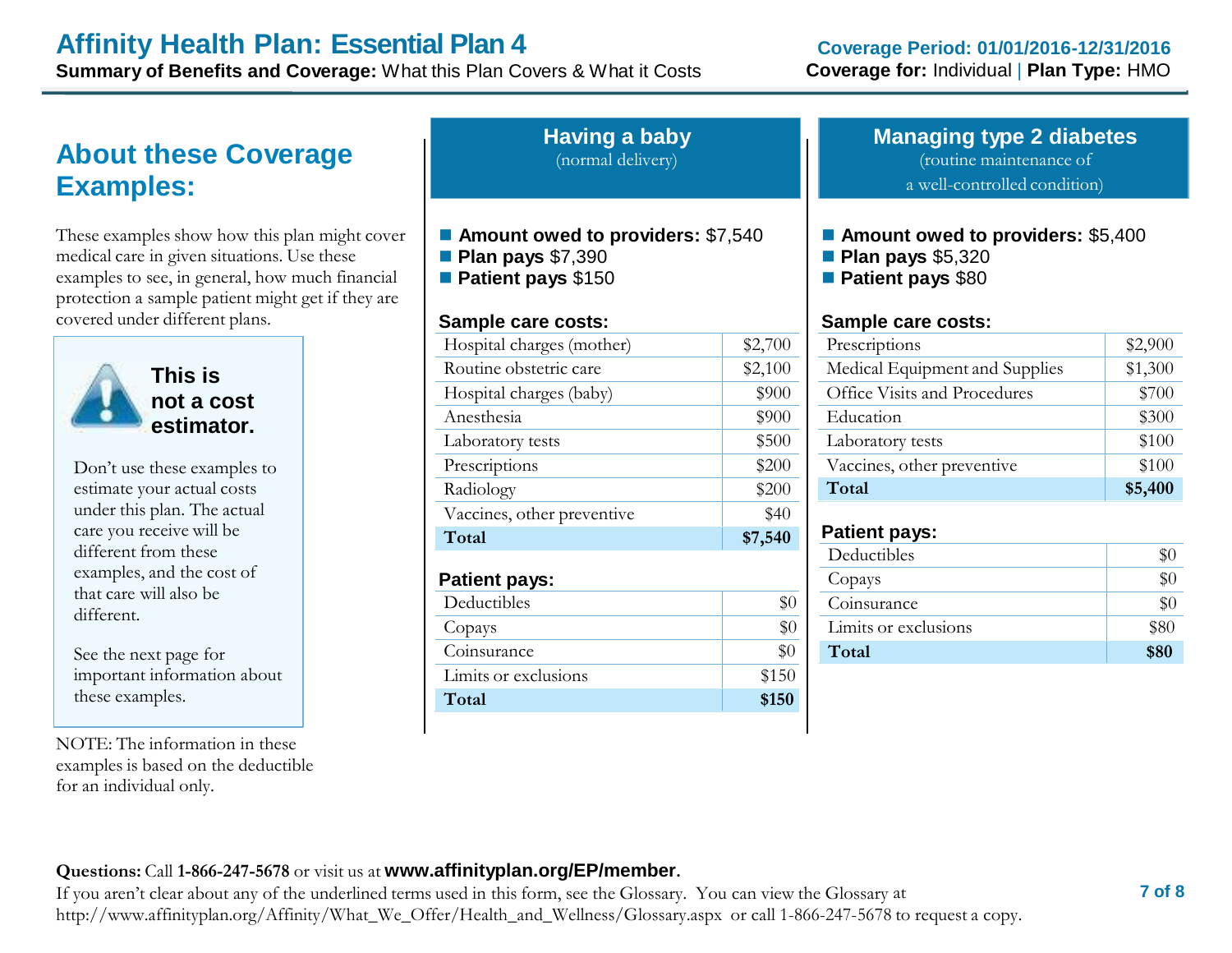## About these Coverage Examples:

These examples show how this plan might cover medical care in given situations. Use these examples to see, in general, how much financial protection a sample patient might get if they are covered under different plans.

**This is not a cost estimator.**

Don't use these examples to estimate your actual costs under this plan. The actual care you receive will be different from these examples, and the cost of that care will also be different.

See the next page for important information about these examples.

NOTE: The information in these examples is based on the deductible for an individual only.

## Having a baby

(normal delivery)

- **Amount owed to providers:** $7,540
- **Plan pays** $7,390
- **Patient pays** $150

**Sample care costs:**

| | |
|---|---|
| Hospital charges (mother) | $2,700 |
| Routine obstetric care | $2,100 |
| Hospital charges (baby) | $900 |
| Anesthesia | $900 |
| Laboratory tests | $500 |
| Prescriptions | $200 |
| Radiology | $200 |
| Vaccines, other preventive | $40 |
| **Total** | **$7,540** |

**Patient pays:**

| | |
|---|---|
| Deductibles | $0 |
| Copays | $0 |
| Coinsurance | $0 |
| Limits or exclusions | $150 |
| **Total** | **$150** |

## Managing type 2 diabetes

(routine maintenance of a well-controlled condition)

- **Amount owed to providers:** $5,400
- **Plan pays** $5,320
- **Patient pays** $80

**Sample care costs:**

| | |
|---|---|
| Prescriptions | $2,900 |
| Medical Equipment and Supplies | $1,300 |
| Office Visits and Procedures | $700 |
| Education | $300 |
| Laboratory tests | $100 |
| Vaccines, other preventive | $100 |
| **Total** | **$5,400** |

**Patient pays:**

| | |
|---|---|
| Deductibles | $0 |
| Copays | $0 |
| Coinsurance | $0 |
| Limits or exclusions | $80 |
| **Total** | **$80** |

**Questions:** Call **1-866-247-5678** or visit us at **www.affinityplan.org/EP/member**.
If you aren't clear about any of the underlined terms used in this form, see the Glossary. You can view the Glossary at http://www.affinityplan.org/Affinity/What_We_Offer/Health_and_Wellness/Glossary.aspx or call 1-866-247-5678 to request a copy.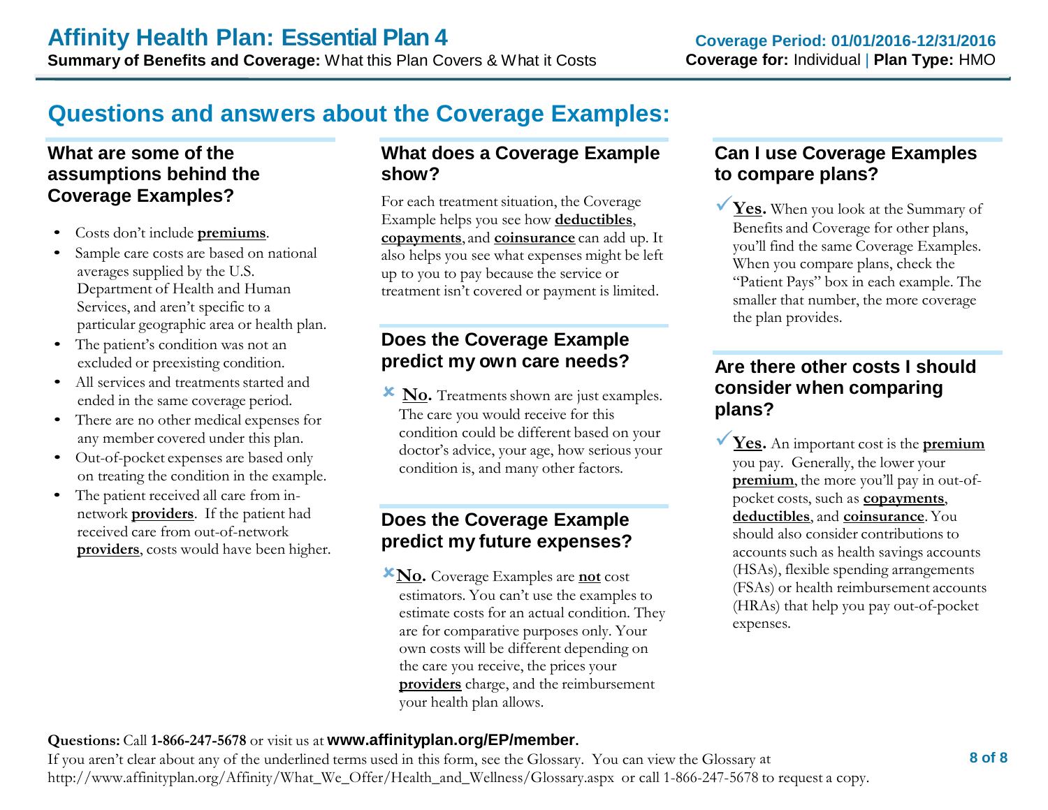# Questions and answers about the Coverage Examples:

### What are some of the assumptions behind the Coverage Examples?

- Costs don't include **premiums**.
- Sample care costs are based on national averages supplied by the U.S. Department of Health and Human Services, and aren't specific to a particular geographic area or health plan.
- The patient's condition was not an excluded or preexisting condition.
- All services and treatments started and ended in the same coverage period.
- There are no other medical expenses for any member covered under this plan.
- Out-of-pocket expenses are based only on treating the condition in the example.
- The patient received all care from in-network **providers**. If the patient had received care from out-of-network **providers**, costs would have been higher.

### What does a Coverage Example show?

For each treatment situation, the Coverage Example helps you see how **deductibles**, **copayments**, and **coinsurance** can add up. It also helps you see what expenses might be left up to you to pay because the service or treatment isn't covered or payment is limited.

### Does the Coverage Example predict my own care needs?

✘ **No.** Treatments shown are just examples. The care you would receive for this condition could be different based on your doctor's advice, your age, how serious your condition is, and many other factors.

### Does the Coverage Example predict my future expenses?

✘ **No.** Coverage Examples are **not** cost estimators. You can't use the examples to estimate costs for an actual condition. They are for comparative purposes only. Your own costs will be different depending on the care you receive, the prices your **providers** charge, and the reimbursement your health plan allows.

### Can I use Coverage Examples to compare plans?

✓ **Yes.** When you look at the Summary of Benefits and Coverage for other plans, you'll find the same Coverage Examples. When you compare plans, check the "Patient Pays" box in each example. The smaller that number, the more coverage the plan provides.

### Are there other costs I should consider when comparing plans?

✓ **Yes.** An important cost is the **premium** you pay. Generally, the lower your **premium**, the more you'll pay in out-of-pocket costs, such as **copayments**, **deductibles**, and **coinsurance**. You should also consider contributions to accounts such as health savings accounts (HSAs), flexible spending arrangements (FSAs) or health reimbursement accounts (HRAs) that help you pay out-of-pocket expenses.

**Questions:** Call **1-866-247-5678** or visit us at **www.affinityplan.org/EP/member**.
If you aren't clear about any of the underlined terms used in this form, see the Glossary. You can view the Glossary at http://www.affinityplan.org/Affinity/What_We_Offer/Health_and_Wellness/Glossary.aspx or call 1-866-247-5678 to request a copy.